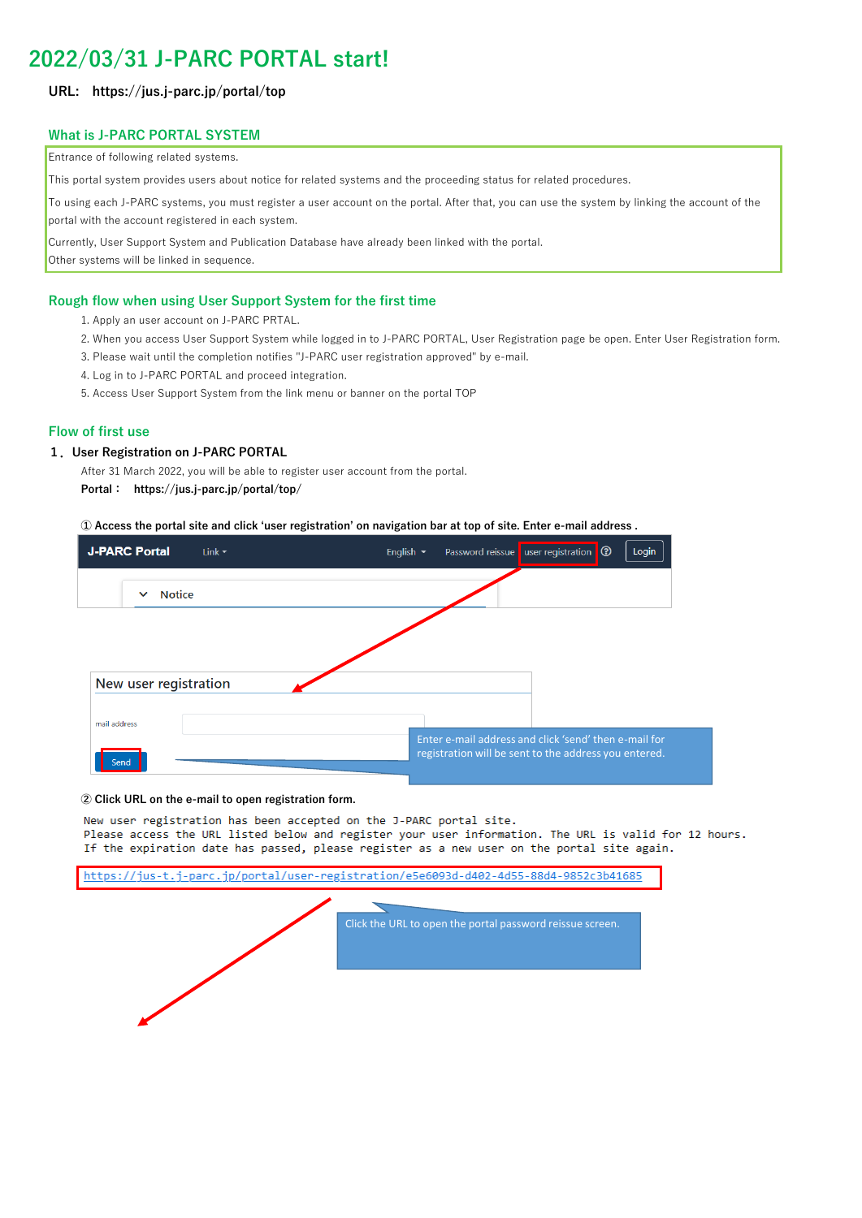# 2022/03/31 J-PARC PORTAL start!

**URL: https://jus.j-parc.jp/portal/top**

## What is J-PARC PORTAL SYSTEM

Entrance of following related systems.

This portal system provides users about notice for related systems and the proceeding status for related procedures.

To using each J-PARC systems, you must register a user account on the portal. After that, you can use the system by linking the account of the portal with the account registered in each system.

Currently, User Support System and Publication Database have already been linked with the portal.

Other systems will be linked in sequence.

## Rough flow when using User Support System for the first time

1. Apply an user account on J-PARC PRTAL.
2. When you access User Support System while logged in to J-PARC PORTAL, User Registration page be open. Enter User Registration form.
3. Please wait until the completion notifies "J-PARC user registration approved" by e-mail.
4. Log in to J-PARC PORTAL and proceed integration.
5. Access User Support System from the link menu or banner on the portal TOP

## Flow of first use

### 1．User Registration on J-PARC PORTAL

After 31 March 2022, you will be able to register user account from the portal.

**Portal： https://jus.j-parc.jp/portal/top/**

**① Access the portal site and click ‘user registration’ on navigation bar at top of site. Enter e-mail address .**

J-PARC Portal　Link　English　Password reissue　user registration　Login

Notice

New user registration

mail address

Send

Enter e-mail address and click ‘send’ then e-mail for registration will be sent to the address you entered.

**② Click URL on the e-mail to open registration form.**

```
New user registration has been accepted on the J-PARC portal site.
Please access the URL listed below and register your user information. The URL is valid for 12 hours.
If the expiration date has passed, please register as a new user on the portal site again.
```

https://jus-t.j-parc.jp/portal/user-registration/e5e6093d-d402-4d55-88d4-9852c3b41685

Click the URL to open the portal password reissue screen.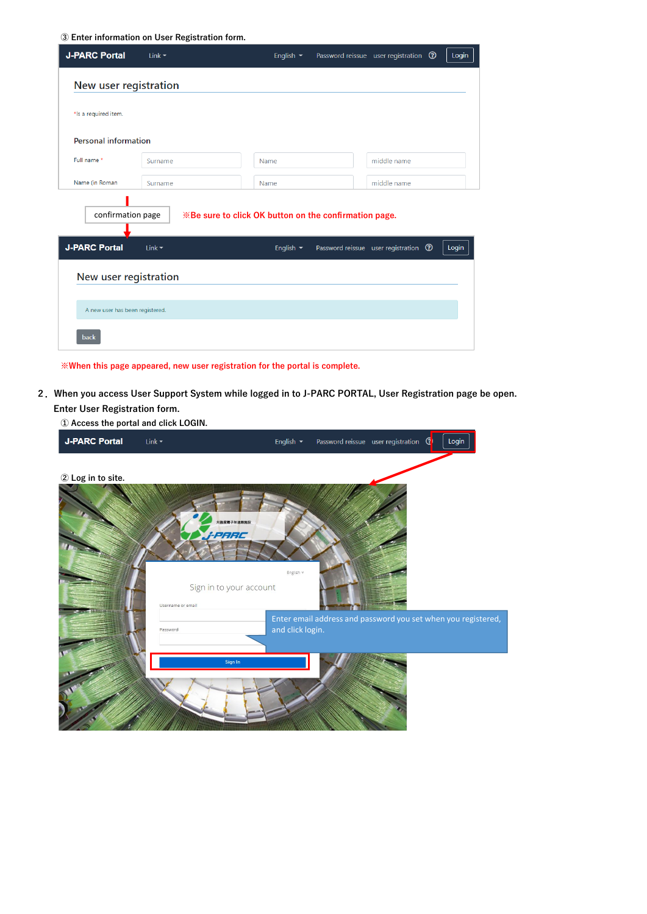③ Enter information on User Registration form.

J-PARC Portal　Link　English　Password reissue　user registration　Login

New user registration

*Is a required item.

Personal information

Full name *　Surname　Name　middle name

Name (in Roman　Surname　Name　middle name

confirmation page

※Be sure to click OK button on the confirmation page.

J-PARC Portal　Link　English　Password reissue　user registration　Login

New user registration

A new user has been registered.

back

※When this page appeared, new user registration for the portal is complete.

2． When you access User Support System while logged in to J-PARC PORTAL, User Registration page be open. Enter User Registration form.

① Access the portal and click LOGIN.

J-PARC Portal　Link　English　Password reissue　user registration　Login

② Log in to site.

Sign in to your account

Username or email

Password

Sign In

Enter email address and password you set when you registered, and click login.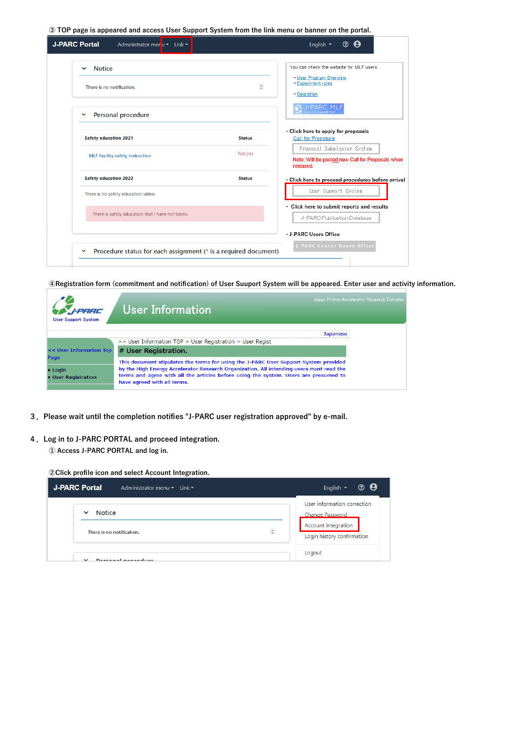③ TOP page is appeared and access User Support System from the link menu or banner on the portal.

J-PARC Portal　Administrator menu ▾　Link ▾　English ▾

Notice

There is no notification.

Personal procedure

| Safety education 2021 | Status |
|---|---|
| MLF Facility safety instruction | Not yet |

| Safety education 2022 | Status |
|---|---|
| There is no safety education video. | |

There is safety education that I have not taken.

Procedure status for each assignment (* is a required document)

You can check the website for MLF users.

→User Program Overview
→Experiment rules
→Operation

J-PARC MLF

・Click here to apply for proposals
Call for Proposals
Proposal Submission System
Note: Will be posted new Call for Proposals when released.

・Click here to proceed procedures before arrival
User Support System

・Click here to submit reports and results
J-PARC Publication Database

・J-PARC Users Office
J-PARC Center Users Office

④Registration form (commitment and notification) of User Suuport System will be appeared. Enter user and activity information.

J-PARC User Support System　User Information　Japan Proton Accelerator Research Complex

Japanese

>> User Information TOP > User Registration > User Regist

<< User Information Top Page

• Login
• User Registration

# User Registration.

This document stipulates the terms for using the J-PARC User Support System provided by the High Energy Accelerator Research Organization. All intending users must read the terms and agree with all the articles before using the system. Users are presumed to have agreed with all terms.

3． Please wait until the completion notifies "J-PARC user registration approved" by e-mail.

4． Log in to J-PARC PORTAL and proceed integration.

① Access J-PARC PORTAL and log in.

②Click profile icon and select Account Integration.

J-PARC Portal　Administrator menu ▾　Link ▾　English ▾

Notice

There is no notification.

Personal procedure

User information correction
Change Password
Account integration
Login history confirmation
Logout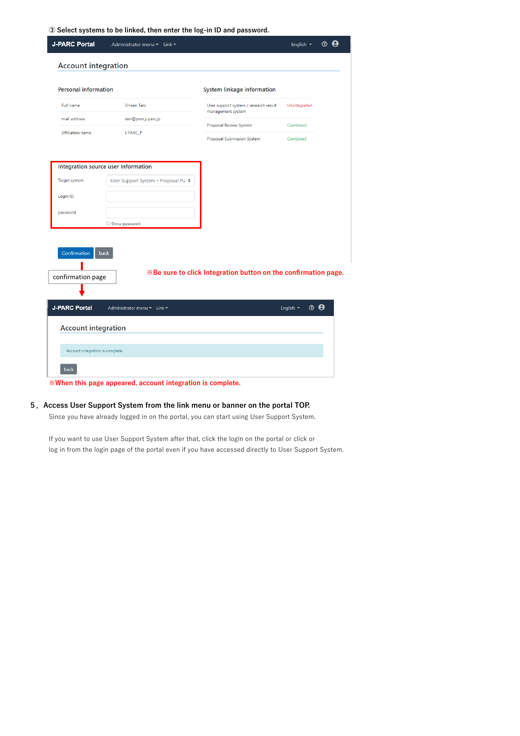③ Select systems to be linked, then enter the log-in ID and password.

J-PARC Portal　Administrator menu　Link　English

Account integration

Personal information

| | |
|---|---|
| Full name | Shiken Taro |
| mail address | test@post.j-parc.jp |
| Affiliation name | J-PARC_P |

System linkage information

| | |
|---|---|
| User support system / research result management system | Unintegrated |
| Proposal Review System | Combined |
| Proposal Submission System | Combined |

Integration source user information

Target system　User Support System・Proposal Pu

Login ID

password

Show password

Confirmation　back

confirmation page

※Be sure to click Integration button on the confirmation page.

J-PARC Portal　Administrator menu　Link　English

Account integration

Account integration is complete.

back

※When this page appeared, account integration is complete.

5． Access User Support System from the link menu or banner on the portal TOP.

Since you have already logged in on the portal, you can start using User Support System.

If you want to use User Support System after that, click the login on the portal or click or log in from the login page of the portal even if you have accessed directly to User Support System.